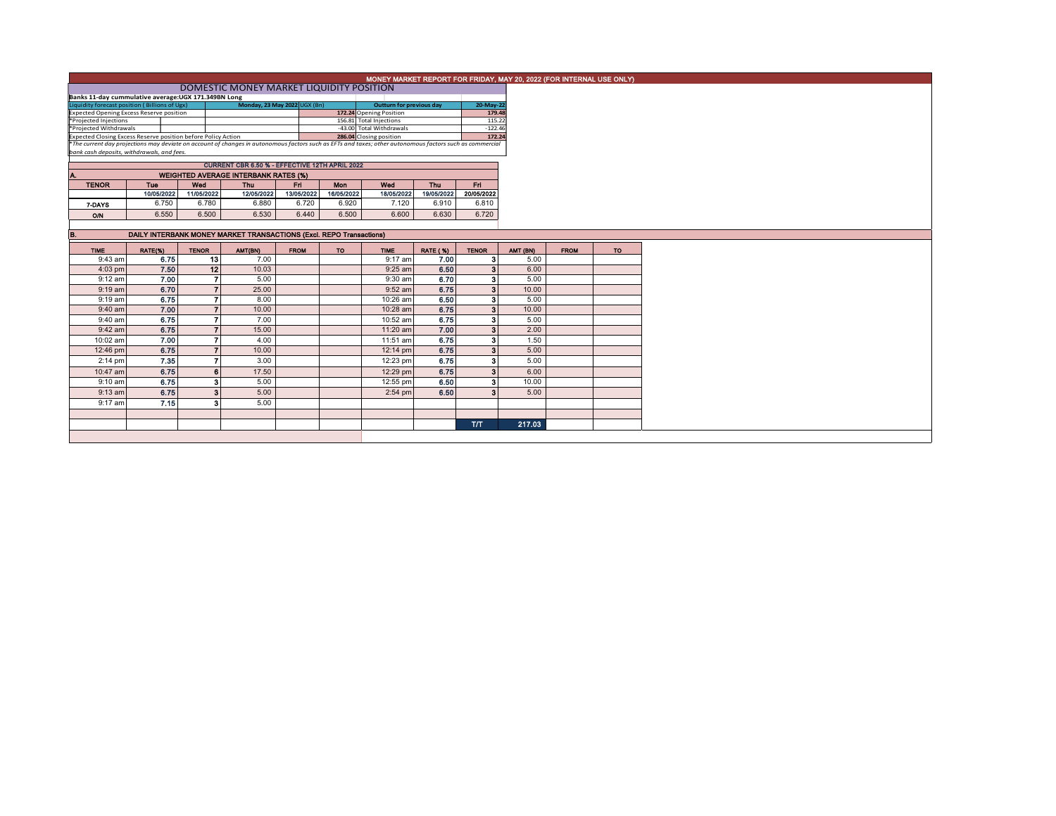# MONEY MARKET REPORT FOR FRIDAY, MAY 20, 2022 (FOR INTERNAL USE ONLY)

## DOMESTIC MONEY MARKET LIQUIDITY POSITION

**Banks 11-day cummulative average:UGX 171.349BN Long**

| Liquidity forecast position ( Billions of Ugx) | Monday, 23 May 2022 UGX (Bn) | Outturn for previous day | 20-May-22 |
|---|---|---|---|
| Expected Opening Excess Reserve position | 172.24 | Opening Position | 179.48 |
| *Projected Injections | 156.81 | Total Injections | 115.22 |
| *Projected Withdrawals | -43.00 | Total Withdrawals | -122.46 |
| Expected Closing Excess Reserve position before Policy Action | 286.04 | Closing position | 172.24 |

*The current day projections may deviate on account of changes in autonomous factors such as EFTs and taxes; other autonomous factors such as commercial bank cash deposits, withdrawals, and fees.

**CURRENT CBR 6.50 % - EFFECTIVE 12TH APRIL 2022**

### A. WEIGHTED AVERAGE INTERBANK RATES (%)

| TENOR | Tue | Wed | Thu | Fri | Mon | Wed | Thu | Fri |
|---|---|---|---|---|---|---|---|---|
| | 10/05/2022 | 11/05/2022 | 12/05/2022 | 13/05/2022 | 16/05/2022 | 18/05/2022 | 19/05/2022 | 20/05/2022 |
| 7-DAYS | 6.750 | 6.780 | 6.880 | 6.720 | 6.920 | 7.120 | 6.910 | 6.810 |
| O/N | 6.550 | 6.500 | 6.530 | 6.440 | 6.500 | 6.600 | 6.630 | 6.720 |

### B. DAILY INTERBANK MONEY MARKET TRANSACTIONS (Excl. REPO Transactions)

| TIME | RATE(%) | TENOR | AMT(BN) | FROM | TO | TIME | RATE (%) | TENOR | AMT (BN) | FROM | TO |
|---|---|---|---|---|---|---|---|---|---|---|---|
| 9:43 am | 6.75 | 13 | 7.00 | | | 9:17 am | 7.00 | 3 | 5.00 | | |
| 4:03 pm | 7.50 | 12 | 10.03 | | | 9:25 am | 6.50 | 3 | 6.00 | | |
| 9:12 am | 7.00 | 7 | 5.00 | | | 9:30 am | 6.70 | 3 | 5.00 | | |
| 9:19 am | 6.70 | 7 | 25.00 | | | 9:52 am | 6.75 | 3 | 10.00 | | |
| 9:19 am | 6.75 | 7 | 8.00 | | | 10:26 am | 6.50 | 3 | 5.00 | | |
| 9:40 am | 7.00 | 7 | 10.00 | | | 10:28 am | 6.75 | 3 | 10.00 | | |
| 9:40 am | 6.75 | 7 | 7.00 | | | 10:52 am | 6.75 | 3 | 5.00 | | |
| 9:42 am | 6.75 | 7 | 15.00 | | | 11:20 am | 7.00 | 3 | 2.00 | | |
| 10:02 am | 7.00 | 7 | 4.00 | | | 11:51 am | 6.75 | 3 | 1.50 | | |
| 12:46 pm | 6.75 | 7 | 10.00 | | | 12:14 pm | 6.75 | 3 | 5.00 | | |
| 2:14 pm | 7.35 | 7 | 3.00 | | | 12:23 pm | 6.75 | 3 | 5.00 | | |
| 10:47 am | 6.75 | 6 | 17.50 | | | 12:29 pm | 6.75 | 3 | 6.00 | | |
| 9:10 am | 6.75 | 3 | 5.00 | | | 12:55 pm | 6.50 | 3 | 10.00 | | |
| 9:13 am | 6.75 | 3 | 5.00 | | | 2:54 pm | 6.50 | 3 | 5.00 | | |
| 9:17 am | 7.15 | 3 | 5.00 | | | | | | | | |
| | | | | | | | | T/T | 217.03 | | |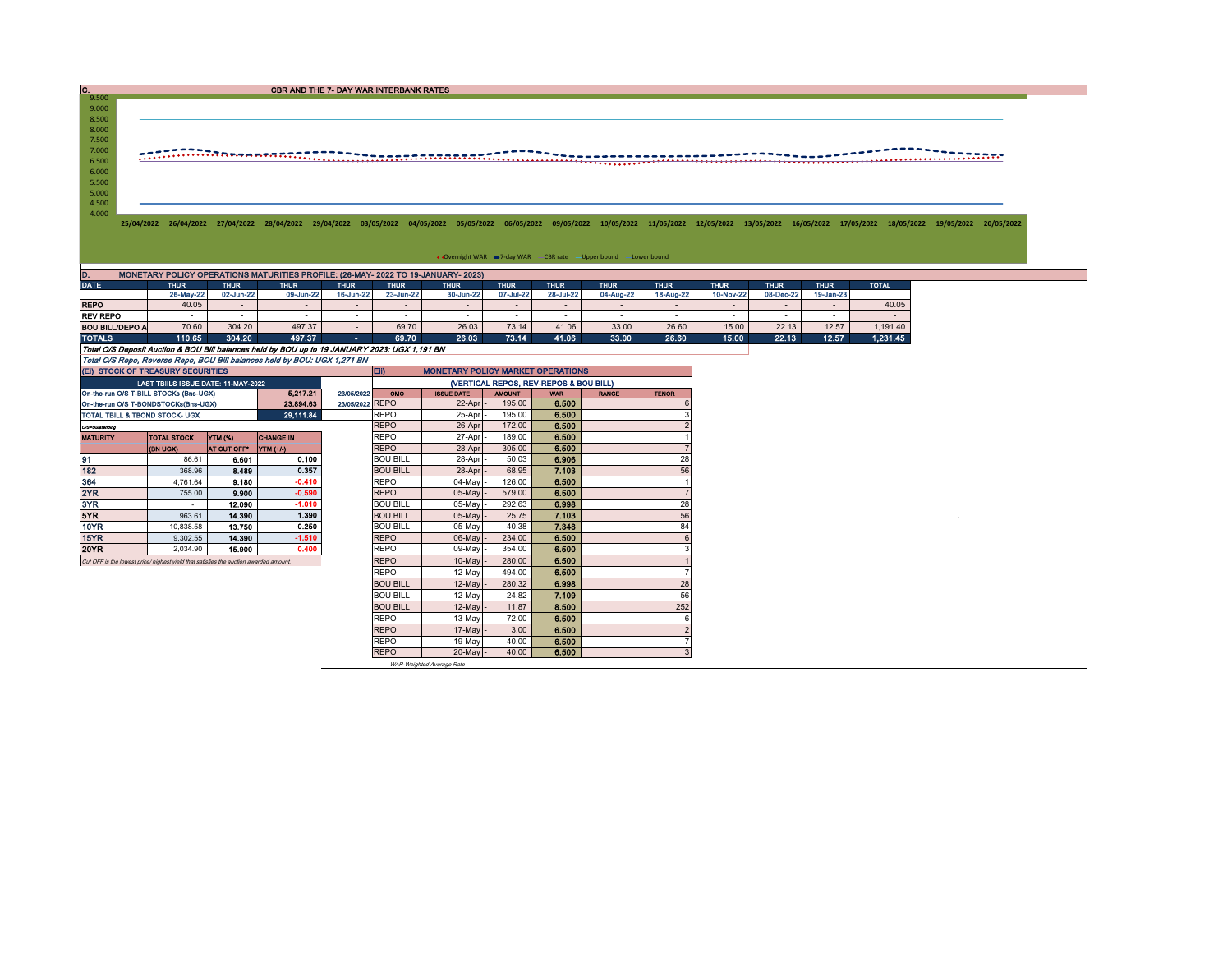## C. CBR AND THE 7- DAY WAR INTERBANK RATES

Y-axis: 9.500, 9.000, 8.500, 8.000, 7.500, 7.000, 6.500, 6.000, 5.500, 5.000, 4.500, 4.000

X-axis: 25/04/2022, 26/04/2022, 27/04/2022, 28/04/2022, 29/04/2022, 03/05/2022, 04/05/2022, 05/05/2022, 06/05/2022, 09/05/2022, 10/05/2022, 11/05/2022, 12/05/2022, 13/05/2022, 16/05/2022, 17/05/2022, 18/05/2022, 19/05/2022, 20/05/2022

Legend: Overnight WAR, 7-day WAR, CBR rate, Upper bound, Lower bound

## D. MONETARY POLICY OPERATIONS MATURITIES PROFILE: (26-MAY- 2022 TO 19-JANUARY- 2023)

| DATE | THUR | THUR | THUR | THUR | THUR | THUR | THUR | THUR | THUR | THUR | THUR | THUR | THUR | TOTAL |
|---|---|---|---|---|---|---|---|---|---|---|---|---|---|---|
| | 26-May-22 | 02-Jun-22 | 09-Jun-22 | 16-Jun-22 | 23-Jun-22 | 30-Jun-22 | 07-Jul-22 | 28-Jul-22 | 04-Aug-22 | 18-Aug-22 | 10-Nov-22 | 08-Dec-22 | 19-Jan-23 | |
| REPO | 40.05 | - | - | - | - | - | - | - | - | - | - | - | - | 40.05 |
| REV REPO | - | - | - | - | - | - | - | - | - | - | - | - | - | - |
| BOU BILL/DEPO A | 70.60 | 304.20 | 497.37 | - | 69.70 | 26.03 | 73.14 | 41.06 | 33.00 | 26.60 | 15.00 | 22.13 | 12.57 | 1,191.40 |
| TOTALS | 110.65 | 304.20 | 497.37 | - | 69.70 | 26.03 | 73.14 | 41.06 | 33.00 | 26.60 | 15.00 | 22.13 | 12.57 | 1,231.45 |

*Total O/S Deposit Auction & BOU Bill balances held by BOU up to 19 JANUARY 2023: UGX 1,191 BN*

*Total O/S Repo, Reverse Repo, BOU Bill balances held by BOU: UGX 1,271 BN*

## (EI) STOCK OF TREASURY SECURITIES

| LAST TBIILS ISSUE DATE: 11-MAY-2022 | | |
|---|---|---|
| On-the-run O/S T-BILL STOCKs (Bns-UGX) | 5,217.21 | 23/05/2022 |
| On-the-run O/S T-BONDSTOCKs(Bns-UGX) | 23,894.63 | 23/05/2022 |
| TOTAL TBILL & TBOND STOCK- UGX | 29,111.84 | |

O/S=Outstanding

| MATURITY | TOTAL STOCK (BN UGX) | YTM (%) AT CUT OFF* | CHANGE IN YTM (+/-) |
|---|---|---|---|
| 91 | 86.61 | 6.601 | 0.100 |
| 182 | 368.96 | 8.489 | 0.357 |
| 364 | 4,761.64 | 9.180 | -0.410 |
| 2YR | 755.00 | 9.900 | -0.590 |
| 3YR | - | 12.090 | -1.010 |
| 5YR | 963.61 | 14.390 | 1.390 |
| 10YR | 10,838.58 | 13.750 | 0.250 |
| 15YR | 9,302.55 | 14.390 | -1.510 |
| 20YR | 2,034.90 | 15.900 | 0.400 |

*Cut OFF is the lowest price/ highest yield that satisfies the auction awarded amount.*

## EII) MONETARY POLICY MARKET OPERATIONS

(VERTICAL REPOS, REV-REPOS & BOU BILL)

| OMO | ISSUE DATE | AMOUNT | WAR | RANGE | TENOR |
|---|---|---|---|---|---|
| REPO | 22-Apr - | 195.00 | 6.500 | | 6 |
| REPO | 25-Apr - | 195.00 | 6.500 | | 3 |
| REPO | 26-Apr - | 172.00 | 6.500 | | 2 |
| REPO | 27-Apr - | 189.00 | 6.500 | | 1 |
| REPO | 28-Apr - | 305.00 | 6.500 | | 7 |
| BOU BILL | 28-Apr - | 50.03 | 6.906 | | 28 |
| BOU BILL | 28-Apr - | 68.95 | 7.103 | | 56 |
| REPO | 04-May - | 126.00 | 6.500 | | 1 |
| REPO | 05-May - | 579.00 | 6.500 | | 7 |
| BOU BILL | 05-May - | 292.63 | 6.998 | | 28 |
| BOU BILL | 05-May - | 25.75 | 7.103 | | 56 |
| BOU BILL | 05-May - | 40.38 | 7.348 | | 84 |
| REPO | 06-May - | 234.00 | 6.500 | | 6 |
| REPO | 09-May - | 354.00 | 6.500 | | 3 |
| REPO | 10-May - | 280.00 | 6.500 | | 1 |
| REPO | 12-May - | 494.00 | 6.500 | | 7 |
| BOU BILL | 12-May - | 280.32 | 6.998 | | 28 |
| BOU BILL | 12-May - | 24.82 | 7.109 | | 56 |
| BOU BILL | 12-May - | 11.87 | 8.500 | | 252 |
| REPO | 13-May - | 72.00 | 6.500 | | 6 |
| REPO | 17-May - | 3.00 | 6.500 | | 2 |
| REPO | 19-May - | 40.00 | 6.500 | | 7 |
| REPO | 20-May - | 40.00 | 6.500 | | 3 |

*WAR-Weighted Average Rate*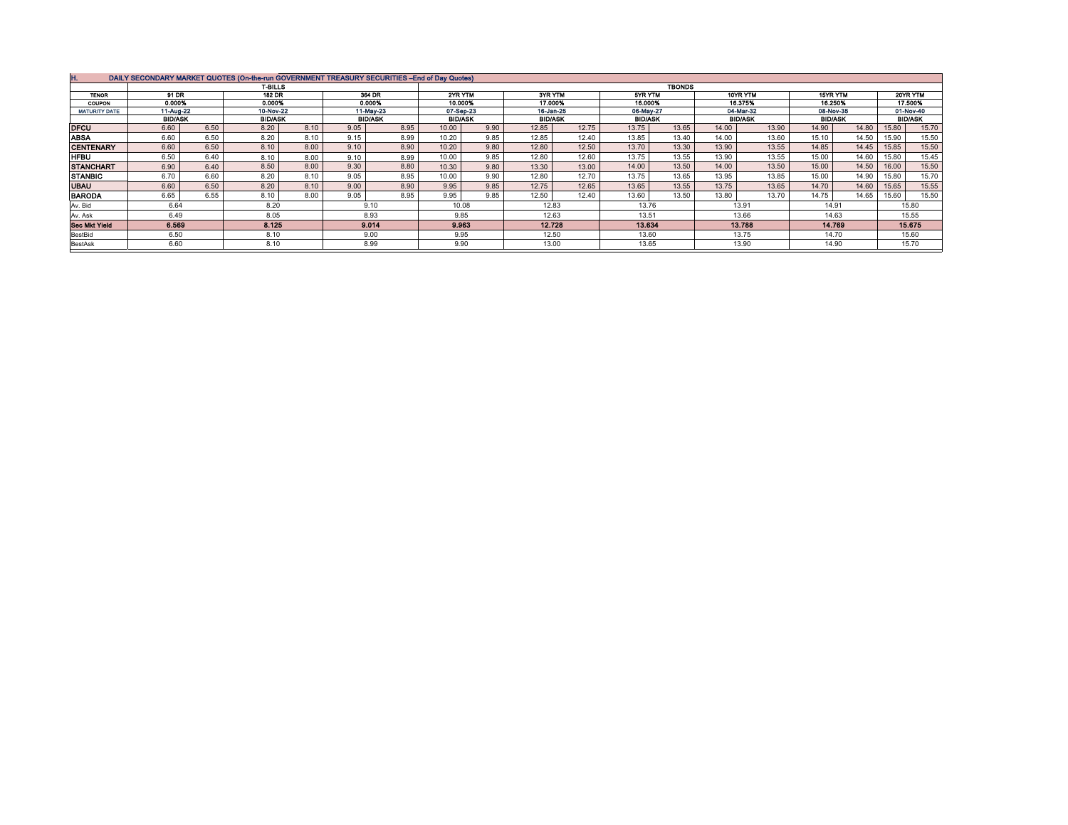## H. DAILY SECONDARY MARKET QUOTES (On-the-run GOVERNMENT TREASURY SECURITIES –End of Day Quotes)

| | T-BILLS | | | | | | TBONDS | | | | | | | | | | | |
|---|---|---|---|---|---|---|---|---|---|---|---|---|---|---|---|---|---|---|
| TENOR | 91 DR | | 182 DR | | 364 DR | | 2YR YTM | | 3YR YTM | | 5YR YTM | | 10YR YTM | | 15YR YTM | | 20YR YTM | |
| COUPON | 0.000% | | 0.000% | | 0.000% | | 10.000% | | 17.000% | | 16.000% | | 16.375% | | 16.250% | | 17.500% | |
| MATURITY DATE | 11-Aug-22 | | 10-Nov-22 | | 11-May-23 | | 07-Sep-23 | | 16-Jan-25 | | 06-May-27 | | 04-Mar-32 | | 08-Nov-35 | | 01-Nov-40 | |
| | BID/ASK | | BID/ASK | | BID/ASK | | BID/ASK | | BID/ASK | | BID/ASK | | BID/ASK | | BID/ASK | | BID/ASK | |
| DFCU | 6.60 | 6.50 | 8.20 | 8.10 | 9.05 | 8.95 | 10.00 | 9.90 | 12.85 | 12.75 | 13.75 | 13.65 | 14.00 | 13.90 | 14.90 | 14.80 | 15.80 | 15.70 |
| ABSA | 6.60 | 6.50 | 8.20 | 8.10 | 9.15 | 8.99 | 10.20 | 9.85 | 12.85 | 12.40 | 13.85 | 13.40 | 14.00 | 13.60 | 15.10 | 14.50 | 15.90 | 15.50 |
| CENTENARY | 6.60 | 6.50 | 8.10 | 8.00 | 9.10 | 8.90 | 10.20 | 9.80 | 12.80 | 12.50 | 13.70 | 13.30 | 13.90 | 13.55 | 14.85 | 14.45 | 15.85 | 15.50 |
| HFBU | 6.50 | 6.40 | 8.10 | 8.00 | 9.10 | 8.99 | 10.00 | 9.85 | 12.80 | 12.60 | 13.75 | 13.55 | 13.90 | 13.55 | 15.00 | 14.60 | 15.80 | 15.45 |
| STANCHART | 6.90 | 6.40 | 8.50 | 8.00 | 9.30 | 8.80 | 10.30 | 9.80 | 13.30 | 13.00 | 14.00 | 13.50 | 14.00 | 13.50 | 15.00 | 14.50 | 16.00 | 15.50 |
| STANBIC | 6.70 | 6.60 | 8.20 | 8.10 | 9.05 | 8.95 | 10.00 | 9.90 | 12.80 | 12.70 | 13.75 | 13.65 | 13.95 | 13.85 | 15.00 | 14.90 | 15.80 | 15.70 |
| UBAU | 6.60 | 6.50 | 8.20 | 8.10 | 9.00 | 8.90 | 9.95 | 9.85 | 12.75 | 12.65 | 13.65 | 13.55 | 13.75 | 13.65 | 14.70 | 14.60 | 15.65 | 15.55 |
| BARODA | 6.65 | 6.55 | 8.10 | 8.00 | 9.05 | 8.95 | 9.95 | 9.85 | 12.50 | 12.40 | 13.60 | 13.50 | 13.80 | 13.70 | 14.75 | 14.65 | 15.60 | 15.50 |
| Av. Bid | 6.64 | | 8.20 | | 9.10 | | 10.08 | | 12.83 | | 13.76 | | 13.91 | | 14.91 | | 15.80 | |
| Av. Ask | 6.49 | | 8.05 | | 8.93 | | 9.85 | | 12.63 | | 13.51 | | 13.66 | | 14.63 | | 15.55 | |
| **Sec Mkt Yield** | **6.569** | | **8.125** | | **9.014** | | **9.963** | | **12.728** | | **13.634** | | **13.788** | | **14.769** | | **15.675** | |
| BestBid | 6.50 | | 8.10 | | 9.00 | | 9.95 | | 12.50 | | 13.60 | | 13.75 | | 14.70 | | 15.60 | |
| BestAsk | 6.60 | | 8.10 | | 8.99 | | 9.90 | | 13.00 | | 13.65 | | 13.90 | | 14.90 | | 15.70 | |